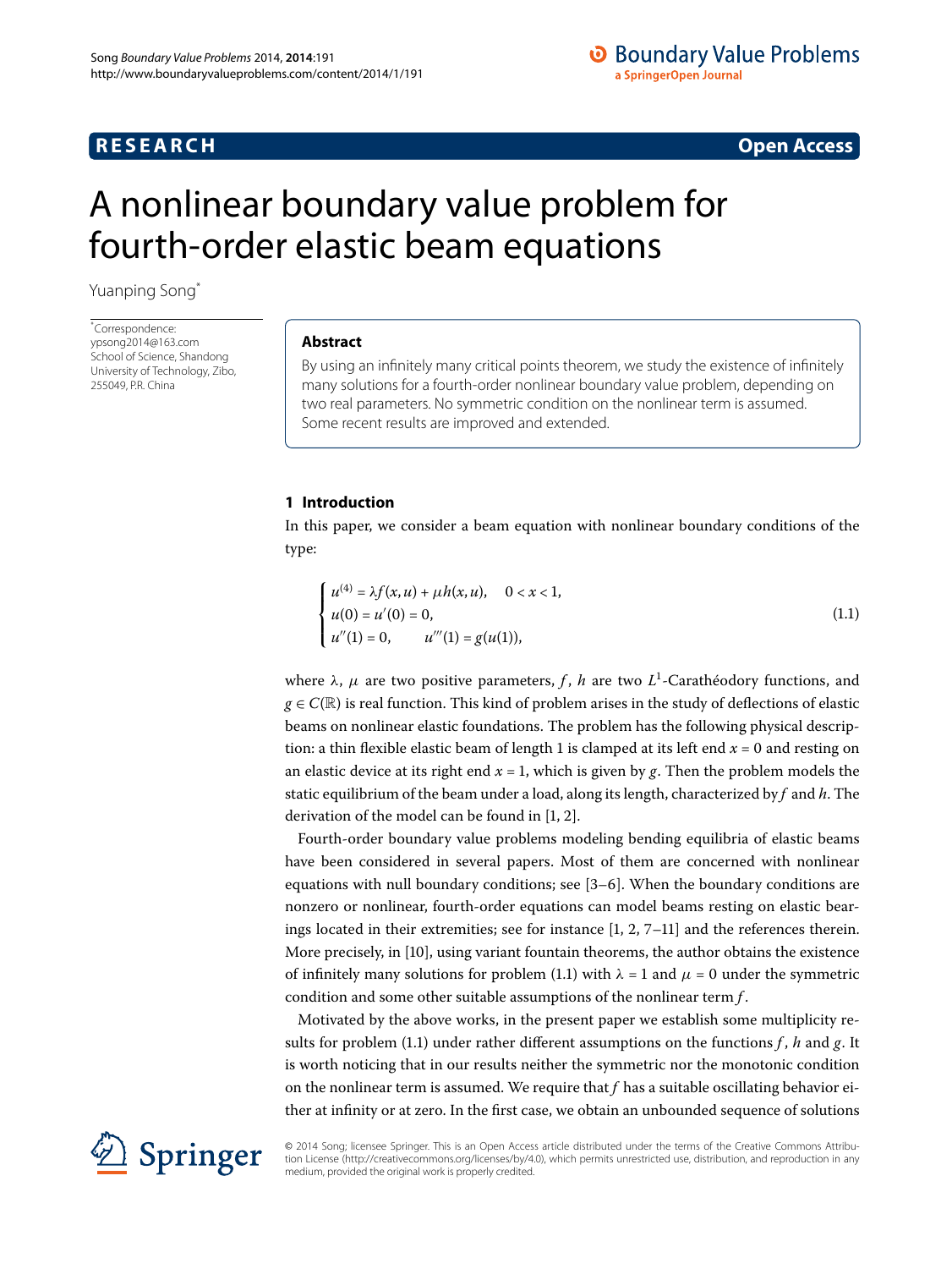# A nonlinear boundary value problem for fourth-order elastic beam equations

Yuanping Song[*]

[*]Correspondence: ypsong2014@163.com
School of Science, Shandong University of Technology, Zibo, 255049, P.R. China

## Abstract

By using an infinitely many critical points theorem, we study the existence of infinitely many solutions for a fourth-order nonlinear boundary value problem, depending on two real parameters. No symmetric condition on the nonlinear term is assumed. Some recent results are improved and extended.

## 1 Introduction

In this paper, we consider a beam equation with nonlinear boundary conditions of the type:

$$\begin{cases} u^{(4)} = \lambda f(x,u) + \mu h(x,u), & 0 < x < 1, \\ u(0) = u'(0) = 0, \\ u''(1) = 0, \qquad u'''(1) = g(u(1)), \end{cases} \tag{1.1}$$

where $\lambda$, $\mu$ are two positive parameters, $f$, $h$ are two $L^1$-Carathéodory functions, and $g \in C(\mathbb{R})$ is real function. This kind of problem arises in the study of deflections of elastic beams on nonlinear elastic foundations. The problem has the following physical description: a thin flexible elastic beam of length 1 is clamped at its left end $x = 0$ and resting on an elastic device at its right end $x = 1$, which is given by $g$. Then the problem models the static equilibrium of the beam under a load, along its length, characterized by $f$ and $h$. The derivation of the model can be found in [1, 2].

Fourth-order boundary value problems modeling bending equilibria of elastic beams have been considered in several papers. Most of them are concerned with nonlinear equations with null boundary conditions; see [3–6]. When the boundary conditions are nonzero or nonlinear, fourth-order equations can model beams resting on elastic bearings located in their extremities; see for instance [1, 2, 7–11] and the references therein. More precisely, in [10], using variant fountain theorems, the author obtains the existence of infinitely many solutions for problem (1.1) with $\lambda = 1$ and $\mu = 0$ under the symmetric condition and some other suitable assumptions of the nonlinear term $f$.

Motivated by the above works, in the present paper we establish some multiplicity results for problem (1.1) under rather different assumptions on the functions $f$, $h$ and $g$. It is worth noticing that in our results neither the symmetric nor the monotonic condition on the nonlinear term is assumed. We require that $f$ has a suitable oscillating behavior either at infinity or at zero. In the first case, we obtain an unbounded sequence of solutions

© 2014 Song; licensee Springer. This is an Open Access article distributed under the terms of the Creative Commons Attribution License (http://creativecommons.org/licenses/by/4.0), which permits unrestricted use, distribution, and reproduction in any medium, provided the original work is properly credited.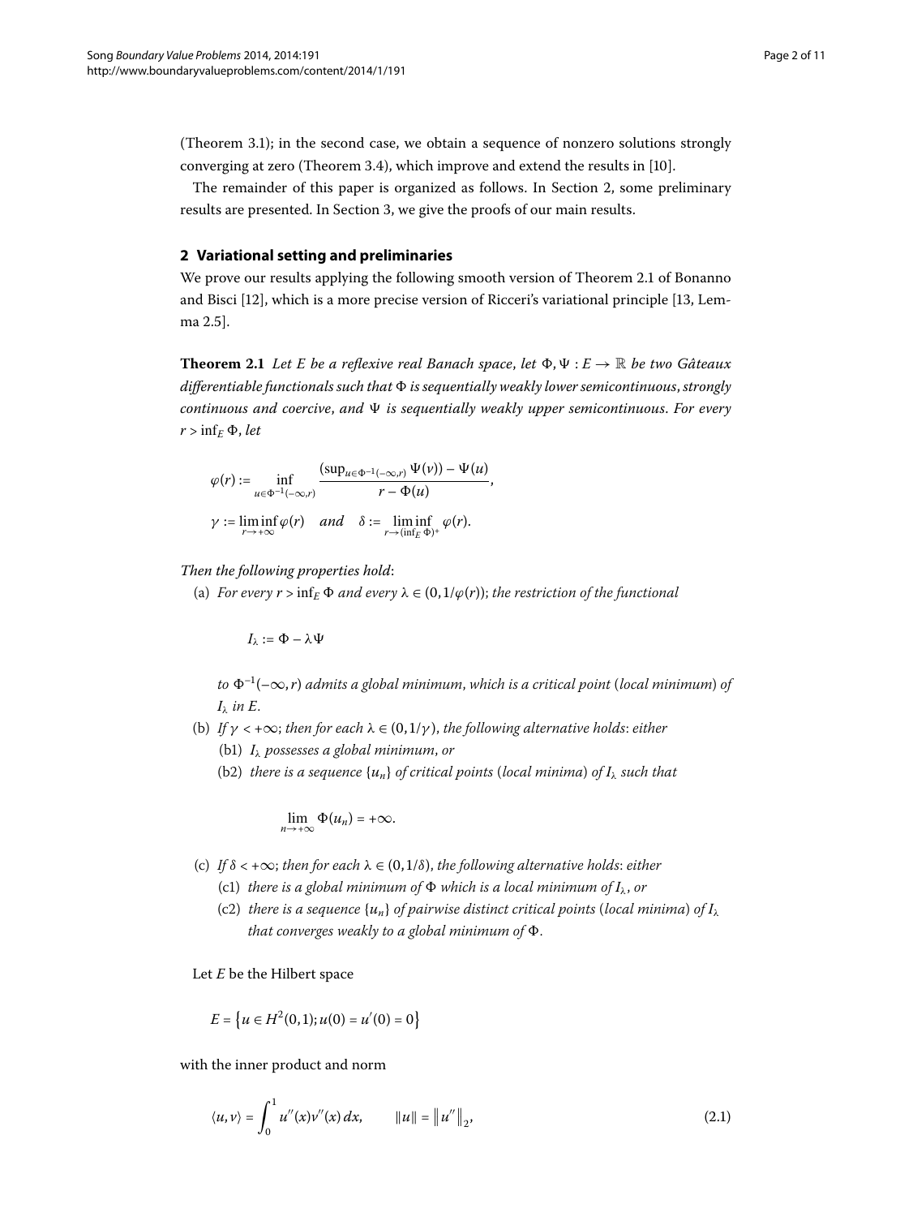(Theorem 3.1); in the second case, we obtain a sequence of nonzero solutions strongly converging at zero (Theorem 3.4), which improve and extend the results in [10].

The remainder of this paper is organized as follows. In Section 2, some preliminary results are presented. In Section 3, we give the proofs of our main results.

## 2 Variational setting and preliminaries

We prove our results applying the following smooth version of Theorem 2.1 of Bonanno and Bisci [12], which is a more precise version of Ricceri's variational principle [13, Lemma 2.5].

**Theorem 2.1** *Let $E$ be a reflexive real Banach space, let $\Phi, \Psi : E \to \mathbb{R}$ be two Gâteaux differentiable functionals such that $\Phi$ is sequentially weakly lower semicontinuous, strongly continuous and coercive, and $\Psi$ is sequentially weakly upper semicontinuous. For every $r > \inf_E \Phi$, let*

$$\varphi(r) := \inf_{u \in \Phi^{-1}(-\infty,r)} \frac{(\sup_{u \in \Phi^{-1}(-\infty,r)} \Psi(v)) - \Psi(u)}{r - \Phi(u)},$$

$$\gamma := \liminf_{r \to +\infty} \varphi(r) \quad \text{and} \quad \delta := \liminf_{r \to (\inf_E \Phi)^+} \varphi(r).$$

*Then the following properties hold:*

(a) *For every $r > \inf_E \Phi$ and every $\lambda \in (0, 1/\varphi(r))$; the restriction of the functional*

$$I_\lambda := \Phi - \lambda \Psi$$

*to $\Phi^{-1}(-\infty, r)$ admits a global minimum, which is a critical point (local minimum) of $I_\lambda$ in $E$.*

(b) *If $\gamma < +\infty$; then for each $\lambda \in (0, 1/\gamma)$, the following alternative holds: either*
   - (b1) *$I_\lambda$ possesses a global minimum, or*
   - (b2) *there is a sequence $\{u_n\}$ of critical points (local minima) of $I_\lambda$ such that*

$$\lim_{n \to +\infty} \Phi(u_n) = +\infty.$$

(c) *If $\delta < +\infty$; then for each $\lambda \in (0, 1/\delta)$, the following alternative holds: either*
   - (c1) *there is a global minimum of $\Phi$ which is a local minimum of $I_\lambda$, or*
   - (c2) *there is a sequence $\{u_n\}$ of pairwise distinct critical points (local minima) of $I_\lambda$ that converges weakly to a global minimum of $\Phi$.*

Let $E$ be the Hilbert space

$$E = \{u \in H^2(0,1); u(0) = u'(0) = 0\}$$

with the inner product and norm

$$\langle u, v \rangle = \int_0^1 u''(x)v''(x)\, dx, \qquad \|u\| = \|u''\|_2, \tag{2.1}$$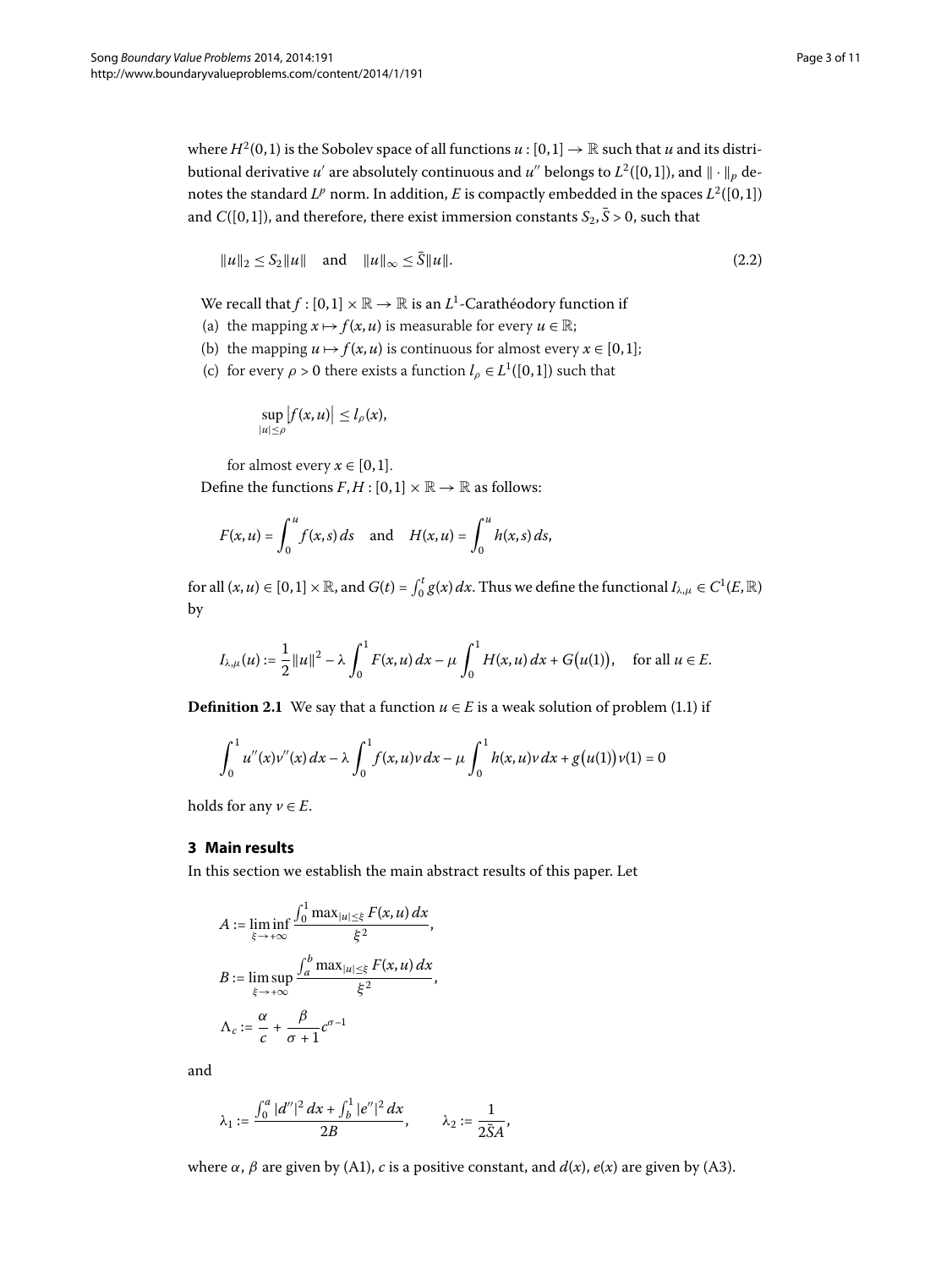where $H^2(0,1)$ is the Sobolev space of all functions $u : [0,1] \to \mathbb{R}$ such that $u$ and its distributional derivative $u'$ are absolutely continuous and $u''$ belongs to $L^2([0,1])$, and $\| \cdot \|_p$ denotes the standard $L^p$ norm. In addition, $E$ is compactly embedded in the spaces $L^2([0,1])$ and $C([0,1])$, and therefore, there exist immersion constants $S_2, \bar{S} > 0$, such that

$$\|u\|_2 \le S_2 \|u\| \quad \text{and} \quad \|u\|_\infty \le \bar{S} \|u\|. \tag{2.2}$$

We recall that $f : [0,1] \times \mathbb{R} \to \mathbb{R}$ is an $L^1$-Carathéodory function if

(a) the mapping $x \mapsto f(x,u)$ is measurable for every $u \in \mathbb{R}$;

(b) the mapping $u \mapsto f(x,u)$ is continuous for almost every $x \in [0,1]$;

(c) for every $\rho > 0$ there exists a function $l_\rho \in L^1([0,1])$ such that

$$\sup_{|u| \le \rho} |f(x,u)| \le l_\rho(x),$$

for almost every $x \in [0,1]$.

Define the functions $F, H : [0,1] \times \mathbb{R} \to \mathbb{R}$ as follows:

$$F(x,u) = \int_0^u f(x,s)\,ds \quad \text{and} \quad H(x,u) = \int_0^u h(x,s)\,ds,$$

for all $(x,u) \in [0,1] \times \mathbb{R}$, and $G(t) = \int_0^t g(x)\,dx$. Thus we define the functional $I_{\lambda,\mu} \in C^1(E,\mathbb{R})$ by

$$I_{\lambda,\mu}(u) := \frac{1}{2}\|u\|^2 - \lambda \int_0^1 F(x,u)\,dx - \mu \int_0^1 H(x,u)\,dx + G\bigl(u(1)\bigr), \quad \text{for all } u \in E.$$

**Definition 2.1** We say that a function $u \in E$ is a weak solution of problem (1.1) if

$$\int_0^1 u''(x)v''(x)\,dx - \lambda \int_0^1 f(x,u)v\,dx - \mu \int_0^1 h(x,u)v\,dx + g\bigl(u(1)\bigr)v(1) = 0$$

holds for any $v \in E$.

## 3 Main results

In this section we establish the main abstract results of this paper. Let

$$A := \liminf_{\xi \to +\infty} \frac{\int_0^1 \max_{|u| \le \xi} F(x,u)\,dx}{\xi^2},$$

$$B := \limsup_{\xi \to +\infty} \frac{\int_a^b \max_{|u| \le \xi} F(x,u)\,dx}{\xi^2},$$

$$\Lambda_c := \frac{\alpha}{c} + \frac{\beta}{\sigma + 1} c^{\sigma - 1}$$

and

$$\lambda_1 := \frac{\int_0^a |d''|^2\,dx + \int_b^1 |e''|^2\,dx}{2B}, \qquad \lambda_2 := \frac{1}{2\bar{S}A},$$

where $\alpha$, $\beta$ are given by (A1), $c$ is a positive constant, and $d(x)$, $e(x)$ are given by (A3).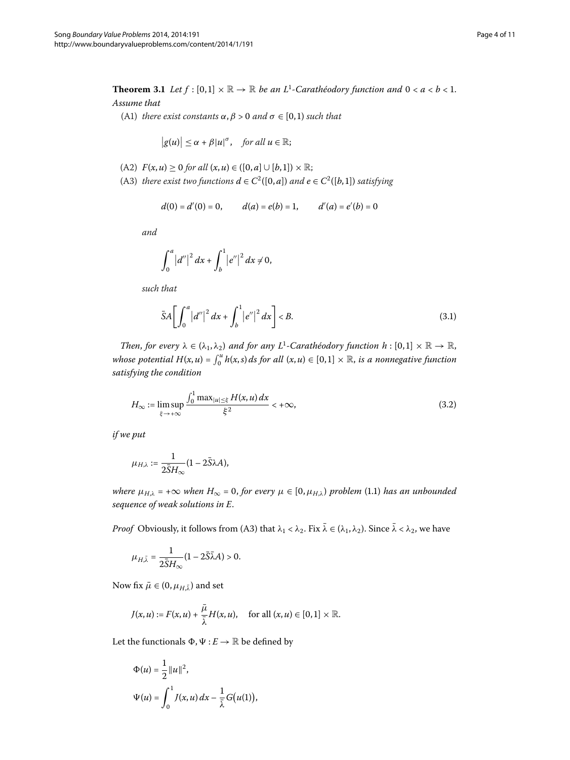**Theorem 3.1** *Let $f : [0,1] \times \mathbb{R} \to \mathbb{R}$ be an $L^1$-Carathéodory function and $0 < a < b < 1$. Assume that*

(A1) *there exist constants $\alpha, \beta > 0$ and $\sigma \in [0,1)$ such that*

$$\left|g(u)\right| \leq \alpha + \beta |u|^{\sigma}, \quad \text{for all } u \in \mathbb{R};$$

(A2) $F(x,u) \geq 0$ *for all* $(x,u) \in ([0,a] \cup [b,1]) \times \mathbb{R}$;

(A3) *there exist two functions $d \in C^2([0,a])$ and $e \in C^2([b,1])$ satisfying*

$$d(0) = d'(0) = 0, \qquad d(a) = e(b) = 1, \qquad d'(a) = e'(b) = 0$$

*and*

$$\int_0^a \left|d''\right|^2 dx + \int_b^1 \left|e''\right|^2 dx \neq 0,$$

*such that*

$$\bar{S}A\left[\int_0^a \left|d''\right|^2 dx + \int_b^1 \left|e''\right|^2 dx\right] < B. \tag{3.1}$$

*Then, for every $\lambda \in (\lambda_1, \lambda_2)$ and for any $L^1$-Carathéodory function $h : [0,1] \times \mathbb{R} \to \mathbb{R}$, whose potential $H(x,u) = \int_0^u h(x,s)\,ds$ for all $(x,u) \in [0,1] \times \mathbb{R}$, is a nonnegative function satisfying the condition*

$$H_\infty := \limsup_{\xi \to +\infty} \frac{\int_0^1 \max_{|u| \leq \xi} H(x,u)\,dx}{\xi^2} < +\infty, \tag{3.2}$$

*if we put*

$$\mu_{H,\lambda} := \frac{1}{2\bar{S}H_\infty}(1 - 2\bar{S}\lambda A),$$

*where $\mu_{H,\lambda} = +\infty$ when $H_\infty = 0$, for every $\mu \in [0, \mu_{H,\lambda})$ problem* (1.1) *has an unbounded sequence of weak solutions in $E$.*

*Proof* Obviously, it follows from (A3) that $\lambda_1 < \lambda_2$. Fix $\bar{\lambda} \in (\lambda_1, \lambda_2)$. Since $\bar{\lambda} < \lambda_2$, we have

$$\mu_{H,\bar{\lambda}} = \frac{1}{2\bar{S}H_\infty}(1 - 2\bar{S}\bar{\lambda}A) > 0.$$

Now fix $\bar{\mu} \in (0, \mu_{H,\bar{\lambda}})$ and set

$$J(x,u) := F(x,u) + \frac{\bar{\mu}}{\bar{\lambda}}H(x,u), \quad \text{for all } (x,u) \in [0,1] \times \mathbb{R}.$$

Let the functionals $\Phi, \Psi : E \to \mathbb{R}$ be defined by

$$\Phi(u) = \frac{1}{2}\|u\|^2,$$

$$\Psi(u) = \int_0^1 J(x,u)\,dx - \frac{1}{\bar{\lambda}}G\big(u(1)\big),$$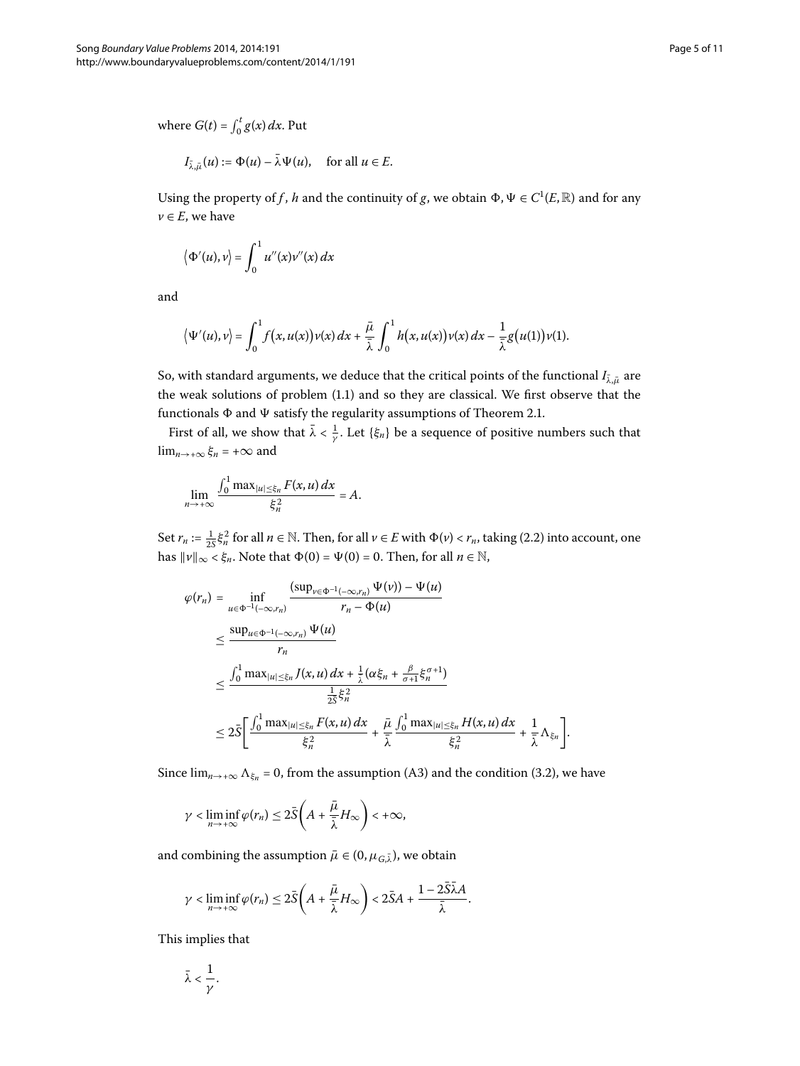where $G(t) = \int_0^t g(x)\,dx$. Put

$$I_{\bar{\lambda},\bar{\mu}}(u) := \Phi(u) - \bar{\lambda}\Psi(u), \quad \text{for all } u \in E.$$

Using the property of $f$, $h$ and the continuity of $g$, we obtain $\Phi, \Psi \in C^1(E,\mathbb{R})$ and for any $v \in E$, we have

$$\langle \Phi'(u), v\rangle = \int_0^1 u''(x)v''(x)\,dx$$

and

$$\langle \Psi'(u), v\rangle = \int_0^1 f\bigl(x,u(x)\bigr)v(x)\,dx + \frac{\bar{\mu}}{\bar{\lambda}}\int_0^1 h\bigl(x,u(x)\bigr)v(x)\,dx - \frac{1}{\bar{\lambda}}g\bigl(u(1)\bigr)v(1).$$

So, with standard arguments, we deduce that the critical points of the functional $I_{\bar{\lambda},\bar{\mu}}$ are the weak solutions of problem (1.1) and so they are classical. We first observe that the functionals $\Phi$ and $\Psi$ satisfy the regularity assumptions of Theorem 2.1.

First of all, we show that $\bar{\lambda} < \frac{1}{\gamma}$. Let $\{\xi_n\}$ be a sequence of positive numbers such that $\lim_{n\to+\infty}\xi_n = +\infty$ and

$$\lim_{n\to+\infty}\frac{\int_0^1 \max_{|u|\le\xi_n} F(x,u)\,dx}{\xi_n^2} = A.$$

Set $r_n := \frac{1}{2S}\xi_n^2$ for all $n \in \mathbb{N}$. Then, for all $v \in E$ with $\Phi(v) < r_n$, taking (2.2) into account, one has $\|v\|_\infty < \xi_n$. Note that $\Phi(0) = \Psi(0) = 0$. Then, for all $n \in \mathbb{N}$,

$$\begin{aligned}
\varphi(r_n) &= \inf_{u\in\Phi^{-1}(-\infty,r_n)}\frac{(\sup_{v\in\Phi^{-1}(-\infty,r_n)}\Psi(v)) - \Psi(u)}{r_n - \Phi(u)} \\
&\le \frac{\sup_{u\in\Phi^{-1}(-\infty,r_n)}\Psi(u)}{r_n} \\
&\le \frac{\int_0^1 \max_{|u|\le\xi_n} J(x,u)\,dx + \frac{1}{\bar{\lambda}}(\alpha\xi_n + \frac{\beta}{\sigma+1}\xi_n^{\sigma+1})}{\frac{1}{2S}\xi_n^2} \\
&\le 2\bar{S}\left[\frac{\int_0^1 \max_{|u|\le\xi_n} F(x,u)\,dx}{\xi_n^2} + \frac{\bar{\mu}}{\bar{\lambda}}\frac{\int_0^1 \max_{|u|\le\xi_n} H(x,u)\,dx}{\xi_n^2} + \frac{1}{\bar{\lambda}}\Lambda_{\xi_n}\right].
\end{aligned}$$

Since $\lim_{n\to+\infty}\Lambda_{\xi_n} = 0$, from the assumption (A3) and the condition (3.2), we have

$$\gamma < \liminf_{n\to+\infty}\varphi(r_n) \le 2\bar{S}\left(A + \frac{\bar{\mu}}{\bar{\lambda}}H_\infty\right) < +\infty,$$

and combining the assumption $\bar{\mu} \in (0, \mu_{G,\bar{\lambda}})$, we obtain

$$\gamma < \liminf_{n\to+\infty}\varphi(r_n) \le 2\bar{S}\left(A + \frac{\bar{\mu}}{\bar{\lambda}}H_\infty\right) < 2\bar{S}A + \frac{1 - 2\bar{S}\bar{\lambda}A}{\bar{\lambda}}.$$

This implies that

$$\bar{\lambda} < \frac{1}{\gamma}.$$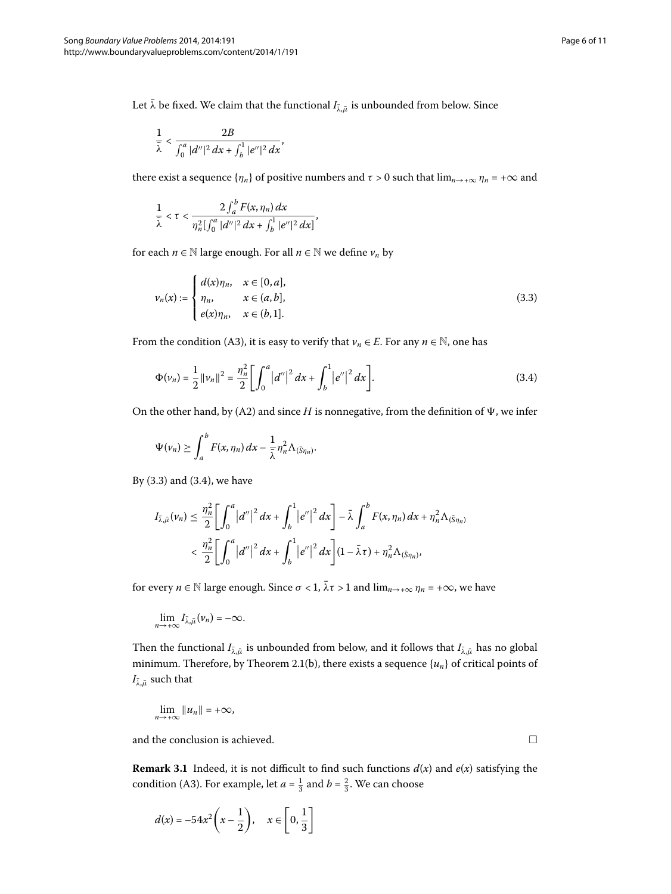Let $\bar{\lambda}$ be fixed. We claim that the functional $I_{\bar{\lambda},\bar{\mu}}$ is unbounded from below. Since

$$\frac{1}{\bar{\lambda}} < \frac{2B}{\int_0^a |d''|^2\,dx + \int_b^1 |e''|^2\,dx},$$

there exist a sequence $\{\eta_n\}$ of positive numbers and $\tau > 0$ such that $\lim_{n\to+\infty} \eta_n = +\infty$ and

$$\frac{1}{\bar{\lambda}} < \tau < \frac{2\int_a^b F(x,\eta_n)\,dx}{\eta_n^2[\int_0^a |d''|^2\,dx + \int_b^1 |e''|^2\,dx]},$$

for each $n \in \mathbb{N}$ large enough. For all $n \in \mathbb{N}$ we define $v_n$ by

$$v_n(x) := \begin{cases} d(x)\eta_n, & x \in [0,a], \\ \eta_n, & x \in (a,b], \\ e(x)\eta_n, & x \in (b,1]. \end{cases} \tag{3.3}$$

From the condition (A3), it is easy to verify that $v_n \in E$. For any $n \in \mathbb{N}$, one has

$$\Phi(v_n) = \frac{1}{2}\|v_n\|^2 = \frac{\eta_n^2}{2}\left[\int_0^a |d''|^2\,dx + \int_b^1 |e''|^2\,dx\right]. \tag{3.4}$$

On the other hand, by (A2) and since $H$ is nonnegative, from the definition of $\Psi$, we infer

$$\Psi(v_n) \geq \int_a^b F(x,\eta_n)\,dx - \frac{1}{\bar{\lambda}}\eta_n^2 \Lambda_{(\bar{S}\eta_n)}.$$

By (3.3) and (3.4), we have

$$\begin{aligned} I_{\bar{\lambda},\bar{\mu}}(v_n) &\leq \frac{\eta_n^2}{2}\left[\int_0^a |d''|^2\,dx + \int_b^1 |e''|^2\,dx\right] - \bar{\lambda}\int_a^b F(x,\eta_n)\,dx + \eta_n^2 \Lambda_{(\bar{S}\eta_n)} \\ &< \frac{\eta_n^2}{2}\left[\int_0^a |d''|^2\,dx + \int_b^1 |e''|^2\,dx\right](1 - \bar{\lambda}\tau) + \eta_n^2 \Lambda_{(\bar{S}\eta_n)}, \end{aligned}$$

for every $n \in \mathbb{N}$ large enough. Since $\sigma < 1$, $\bar{\lambda}\tau > 1$ and $\lim_{n\to+\infty} \eta_n = +\infty$, we have

$$\lim_{n\to+\infty} I_{\bar{\lambda},\bar{\mu}}(v_n) = -\infty.$$

Then the functional $I_{\bar{\lambda},\bar{\mu}}$ is unbounded from below, and it follows that $I_{\bar{\lambda},\bar{\mu}}$ has no global minimum. Therefore, by Theorem 2.1(b), there exists a sequence $\{u_n\}$ of critical points of $I_{\bar{\lambda},\bar{\mu}}$ such that

$$\lim_{n\to+\infty} \|u_n\| = +\infty,$$

and the conclusion is achieved. □

**Remark 3.1** Indeed, it is not difficult to find such functions $d(x)$ and $e(x)$ satisfying the condition (A3). For example, let $a = \frac{1}{3}$ and $b = \frac{2}{3}$. We can choose

$$d(x) = -54x^2\left(x - \frac{1}{2}\right), \quad x \in \left[0, \frac{1}{3}\right]$$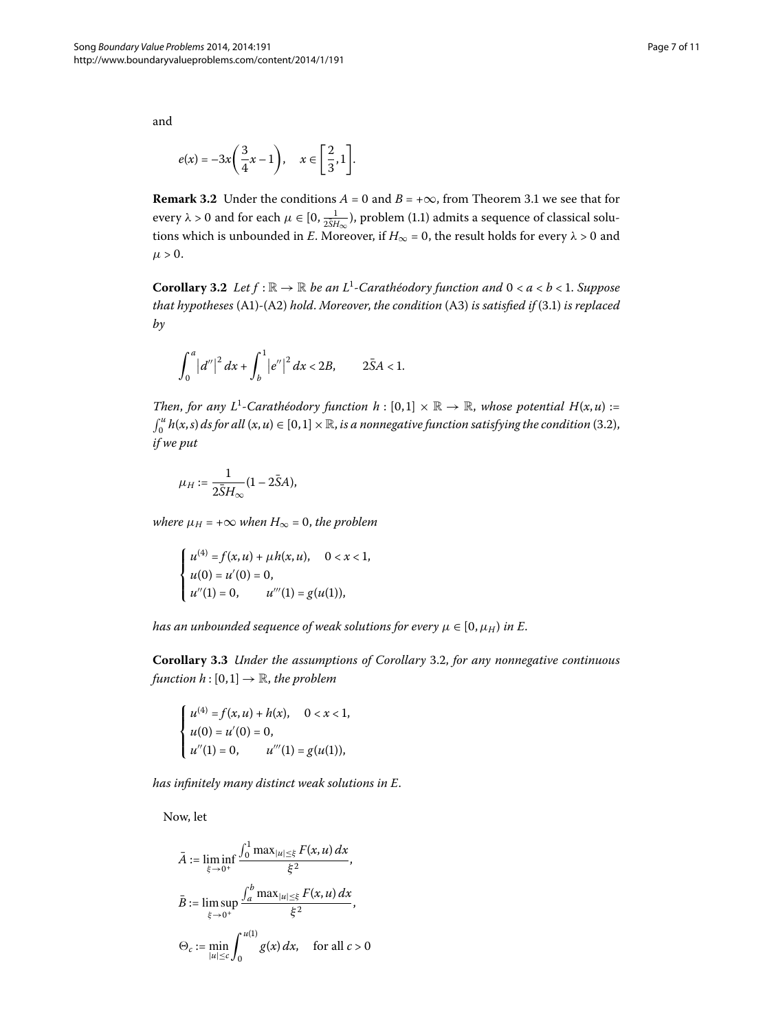and

$$e(x) = -3x\left(\frac{3}{4}x - 1\right), \quad x \in \left[\frac{2}{3}, 1\right].$$

**Remark 3.2** Under the conditions $A = 0$ and $B = +\infty$, from Theorem 3.1 we see that for every $\lambda > 0$ and for each $\mu \in [0, \frac{1}{2\bar{S}H_\infty})$, problem (1.1) admits a sequence of classical solutions which is unbounded in $E$. Moreover, if $H_\infty = 0$, the result holds for every $\lambda > 0$ and $\mu > 0$.

**Corollary 3.2** *Let $f : \mathbb{R} \to \mathbb{R}$ be an $L^1$-Carathéodory function and $0 < a < b < 1$. Suppose that hypotheses* (A1)-(A2) *hold. Moreover, the condition* (A3) *is satisfied if* (3.1) *is replaced by*

$$\int_0^a |d''|^2\,dx + \int_b^1 |e''|^2\,dx < 2B, \qquad 2\bar{S}A < 1.$$

*Then, for any $L^1$-Carathéodory function $h : [0,1] \times \mathbb{R} \to \mathbb{R}$, whose potential $H(x,u) := \int_0^u h(x,s)\,ds$ for all $(x,u) \in [0,1] \times \mathbb{R}$, is a nonnegative function satisfying the condition* (3.2), *if we put*

$$\mu_H := \frac{1}{2\bar{S}H_\infty}(1 - 2\bar{S}A),$$

*where $\mu_H = +\infty$ when $H_\infty = 0$, the problem*

$$\begin{cases} u^{(4)} = f(x,u) + \mu h(x,u), & 0 < x < 1, \\ u(0) = u'(0) = 0, \\ u''(1) = 0, \qquad u'''(1) = g(u(1)), \end{cases}$$

*has an unbounded sequence of weak solutions for every $\mu \in [0, \mu_H)$ in $E$.*

**Corollary 3.3** *Under the assumptions of Corollary* 3.2, *for any nonnegative continuous function $h : [0,1] \to \mathbb{R}$, the problem*

$$\begin{cases} u^{(4)} = f(x,u) + h(x), & 0 < x < 1, \\ u(0) = u'(0) = 0, \\ u''(1) = 0, \qquad u'''(1) = g(u(1)), \end{cases}$$

*has infinitely many distinct weak solutions in $E$.*

Now, let

$$\bar{A} := \liminf_{\xi \to 0^+} \frac{\int_0^1 \max_{|u| \le \xi} F(x,u)\,dx}{\xi^2},$$

$$\bar{B} := \limsup_{\xi \to 0^+} \frac{\int_a^b \max_{|u| \le \xi} F(x,u)\,dx}{\xi^2},$$

$$\Theta_c := \min_{|u| \le c} \int_0^{u(1)} g(x)\,dx, \quad \text{for all } c > 0$$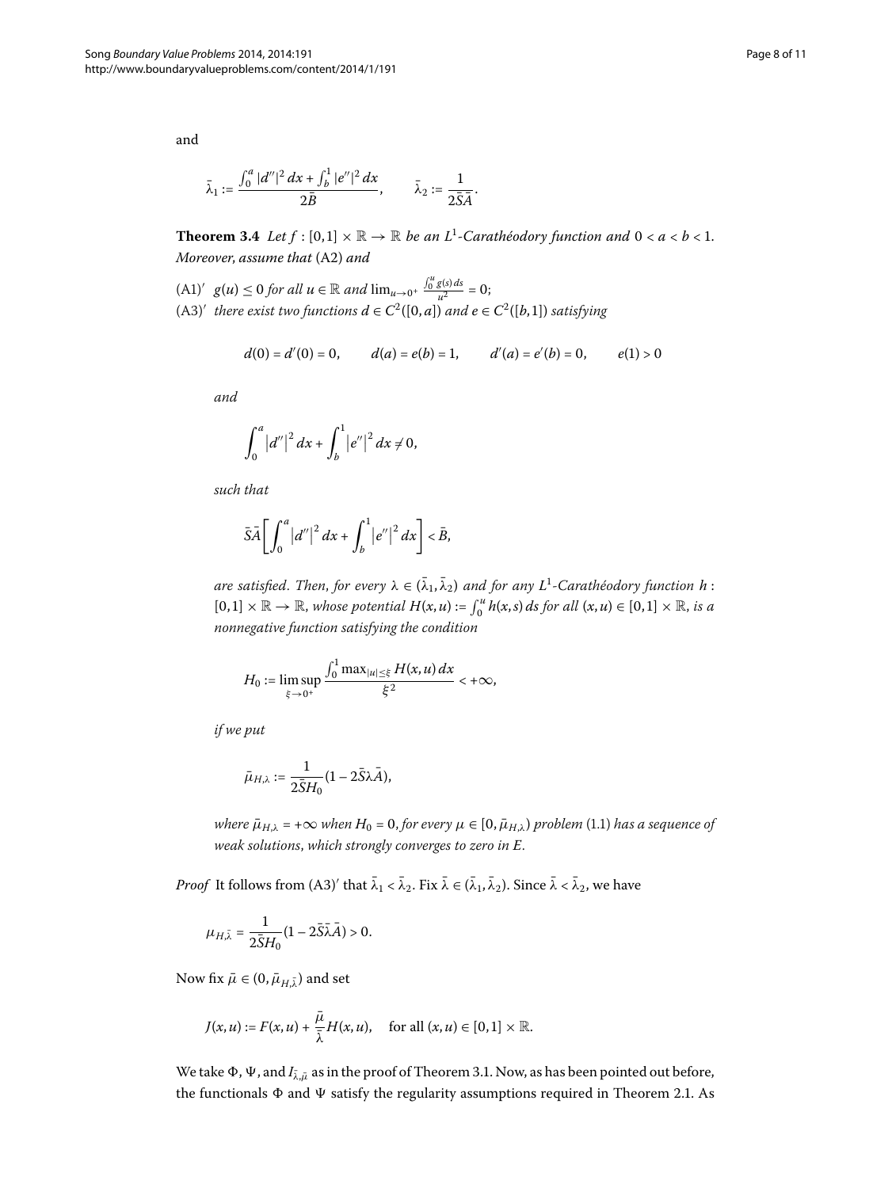and

$$\bar{\lambda}_1 := \frac{\int_0^a |d''|^2\,dx + \int_b^1 |e''|^2\,dx}{2\bar{B}}, \qquad \bar{\lambda}_2 := \frac{1}{2\bar{S}\bar{A}}.$$

**Theorem 3.4** *Let $f : [0,1] \times \mathbb{R} \to \mathbb{R}$ be an $L^1$-Carathéodory function and $0 < a < b < 1$. Moreover, assume that* (A2) *and*

(A1)′ *$g(u) \le 0$ for all $u \in \mathbb{R}$ and $\lim_{u\to 0^+} \frac{\int_0^u g(s)\,ds}{u^2} = 0$;*

(A3)′ *there exist two functions $d \in C^2([0,a])$ and $e \in C^2([b,1])$ satisfying*

$$d(0) = d'(0) = 0, \qquad d(a) = e(b) = 1, \qquad d'(a) = e'(b) = 0, \qquad e(1) > 0$$

*and*

$$\int_0^a \left|d''\right|^2 dx + \int_b^1 \left|e''\right|^2 dx \neq 0,$$

*such that*

$$\bar{S}\bar{A}\left[\int_0^a \left|d''\right|^2 dx + \int_b^1 \left|e''\right|^2 dx\right] < \bar{B},$$

*are satisfied. Then, for every $\lambda \in (\bar{\lambda}_1, \bar{\lambda}_2)$ and for any $L^1$-Carathéodory function $h : [0,1] \times \mathbb{R} \to \mathbb{R}$, whose potential $H(x,u) := \int_0^u h(x,s)\,ds$ for all $(x,u) \in [0,1] \times \mathbb{R}$, is a nonnegative function satisfying the condition*

$$H_0 := \limsup_{\xi\to 0^+} \frac{\int_0^1 \max_{|u|\le\xi} H(x,u)\,dx}{\xi^2} < +\infty,$$

*if we put*

$$\bar{\mu}_{H,\lambda} := \frac{1}{2\bar{S}H_0}(1 - 2\bar{S}\lambda\bar{A}),$$

*where $\bar{\mu}_{H,\lambda} = +\infty$ when $H_0 = 0$, for every $\mu \in [0, \bar{\mu}_{H,\lambda})$ problem* (1.1) *has a sequence of weak solutions, which strongly converges to zero in $E$.*

*Proof* It follows from (A3)′ that $\bar{\lambda}_1 < \bar{\lambda}_2$. Fix $\bar{\lambda} \in (\bar{\lambda}_1, \bar{\lambda}_2)$. Since $\bar{\lambda} < \bar{\lambda}_2$, we have

$$\mu_{H,\bar{\lambda}} = \frac{1}{2\bar{S}H_0}(1 - 2\bar{S}\bar{\lambda}\bar{A}) > 0.$$

Now fix $\bar{\mu} \in (0, \bar{\mu}_{H,\bar{\lambda}})$ and set

$$J(x,u) := F(x,u) + \frac{\bar{\mu}}{\bar{\lambda}} H(x,u), \quad \text{for all } (x,u) \in [0,1] \times \mathbb{R}.$$

We take $\Phi$, $\Psi$, and $I_{\bar{\lambda},\bar{\mu}}$ as in the proof of Theorem 3.1. Now, as has been pointed out before, the functionals $\Phi$ and $\Psi$ satisfy the regularity assumptions required in Theorem 2.1. As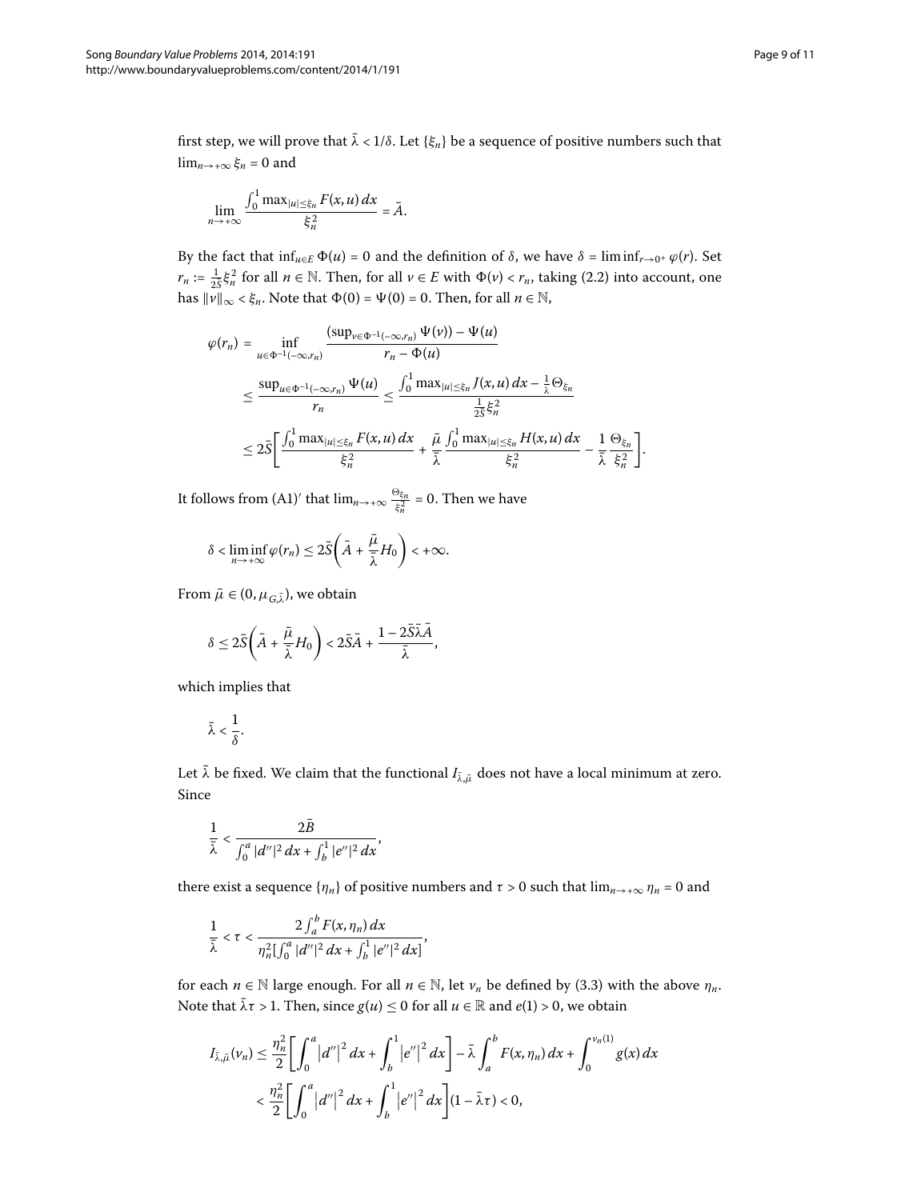first step, we will prove that $\bar{\lambda} < 1/\delta$. Let $\{\xi_n\}$ be a sequence of positive numbers such that $\lim_{n\to+\infty} \xi_n = 0$ and

$$\lim_{n\to+\infty} \frac{\int_0^1 \max_{|u|\le\xi_n} F(x,u)\,dx}{\xi_n^2} = \bar{A}.$$

By the fact that $\inf_{u\in E} \Phi(u) = 0$ and the definition of $\delta$, we have $\delta = \liminf_{r\to 0^+} \varphi(r)$. Set $r_n := \frac{1}{2\bar{S}}\xi_n^2$ for all $n \in \mathbb{N}$. Then, for all $v \in E$ with $\Phi(v) < r_n$, taking (2.2) into account, one has $\|v\|_\infty < \xi_n$. Note that $\Phi(0) = \Psi(0) = 0$. Then, for all $n \in \mathbb{N}$,

$$\begin{aligned}
\varphi(r_n) &= \inf_{u\in\Phi^{-1}(-\infty,r_n)} \frac{(\sup_{v\in\Phi^{-1}(-\infty,r_n)} \Psi(v)) - \Psi(u)}{r_n - \Phi(u)} \\
&\le \frac{\sup_{u\in\Phi^{-1}(-\infty,r_n)} \Psi(u)}{r_n} \le \frac{\int_0^1 \max_{|u|\le\xi_n} J(x,u)\,dx - \frac{1}{\bar{\lambda}}\Theta_{\xi_n}}{\frac{1}{2\bar{S}}\xi_n^2} \\
&\le 2\bar{S}\left[\frac{\int_0^1 \max_{|u|\le\xi_n} F(x,u)\,dx}{\xi_n^2} + \frac{\bar{\mu}}{\bar{\lambda}}\frac{\int_0^1 \max_{|u|\le\xi_n} H(x,u)\,dx}{\xi_n^2} - \frac{1}{\bar{\lambda}}\frac{\Theta_{\xi_n}}{\xi_n^2}\right].
\end{aligned}$$

It follows from (A1)$'$ that $\lim_{n\to+\infty} \frac{\Theta_{\xi_n}}{\xi_n^2} = 0$. Then we have

$$\delta < \liminf_{n\to+\infty} \varphi(r_n) \le 2\bar{S}\left(\bar{A} + \frac{\bar{\mu}}{\bar{\lambda}}H_0\right) < +\infty.$$

From $\bar{\mu} \in (0, \mu_{G,\bar{\lambda}})$, we obtain

$$\delta \le 2\bar{S}\left(\bar{A} + \frac{\bar{\mu}}{\bar{\lambda}}H_0\right) < 2\bar{S}\bar{A} + \frac{1 - 2\bar{S}\bar{\lambda}\bar{A}}{\bar{\lambda}},$$

which implies that

$$\bar{\lambda} < \frac{1}{\delta}.$$

Let $\bar{\lambda}$ be fixed. We claim that the functional $I_{\bar{\lambda},\bar{\mu}}$ does not have a local minimum at zero. Since

$$\frac{1}{\bar{\lambda}} < \frac{2\bar{B}}{\int_0^a |d''|^2\,dx + \int_b^1 |e''|^2\,dx},$$

there exist a sequence $\{\eta_n\}$ of positive numbers and $\tau > 0$ such that $\lim_{n\to+\infty} \eta_n = 0$ and

$$\frac{1}{\bar{\lambda}} < \tau < \frac{2\int_a^b F(x,\eta_n)\,dx}{\eta_n^2[\int_0^a |d''|^2\,dx + \int_b^1 |e''|^2\,dx]},$$

for each $n \in \mathbb{N}$ large enough. For all $n \in \mathbb{N}$, let $v_n$ be defined by (3.3) with the above $\eta_n$. Note that $\bar{\lambda}\tau > 1$. Then, since $g(u) \le 0$ for all $u \in \mathbb{R}$ and $e(1) > 0$, we obtain

$$\begin{aligned}
I_{\bar{\lambda},\bar{\mu}}(v_n) &\le \frac{\eta_n^2}{2}\left[\int_0^a |d''|^2\,dx + \int_b^1 |e''|^2\,dx\right] - \bar{\lambda}\int_a^b F(x,\eta_n)\,dx + \int_0^{v_n(1)} g(x)\,dx \\
&< \frac{\eta_n^2}{2}\left[\int_0^a |d''|^2\,dx + \int_b^1 |e''|^2\,dx\right](1 - \bar{\lambda}\tau) < 0,
\end{aligned}$$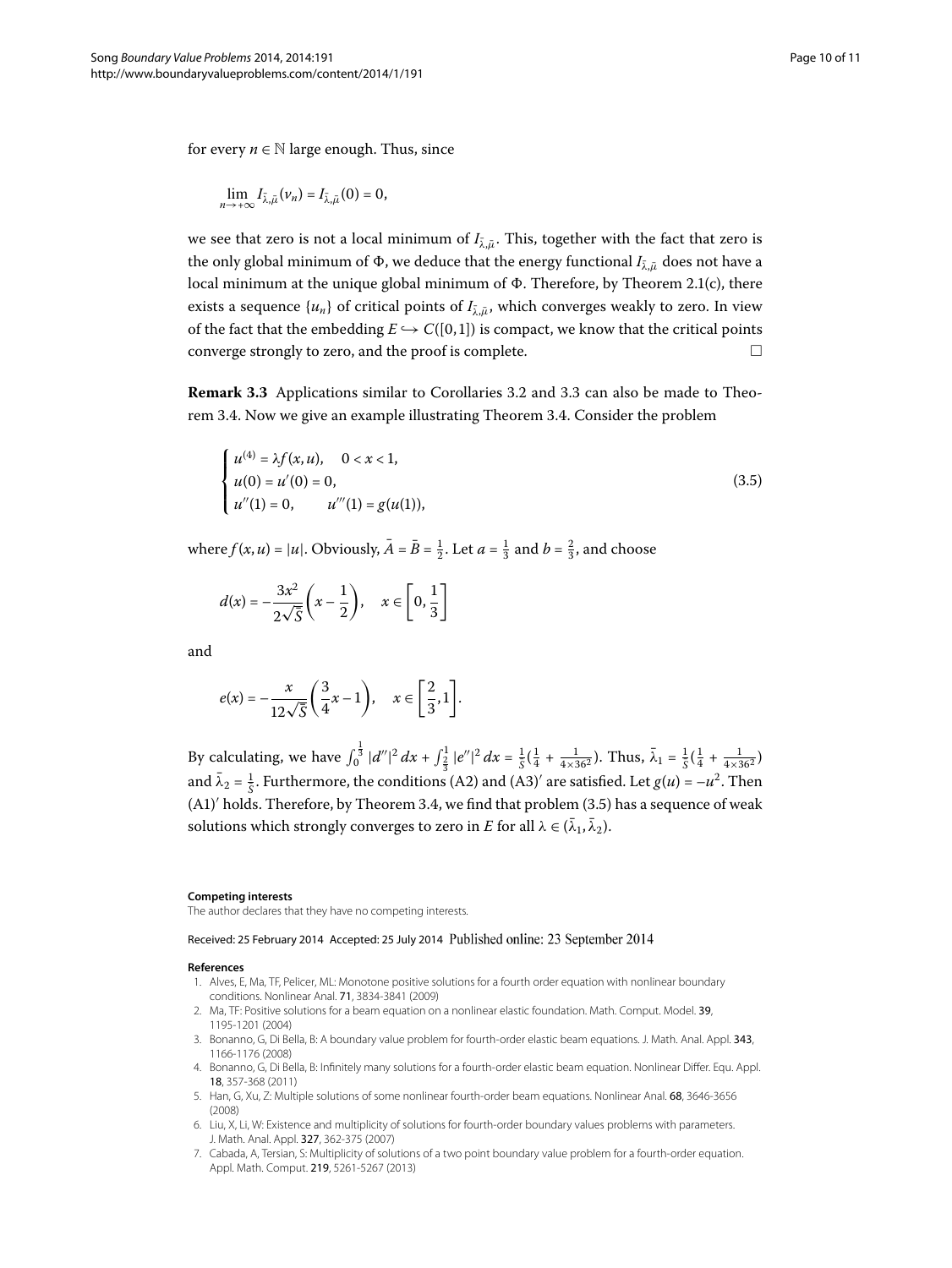for every $n \in \mathbb{N}$ large enough. Thus, since

$$\lim_{n\to+\infty} I_{\bar{\lambda},\bar{\mu}}(v_n) = I_{\bar{\lambda},\bar{\mu}}(0) = 0,$$

we see that zero is not a local minimum of $I_{\bar{\lambda},\bar{\mu}}$. This, together with the fact that zero is the only global minimum of $\Phi$, we deduce that the energy functional $I_{\bar{\lambda},\bar{\mu}}$ does not have a local minimum at the unique global minimum of $\Phi$. Therefore, by Theorem 2.1(c), there exists a sequence $\{u_n\}$ of critical points of $I_{\bar{\lambda},\bar{\mu}}$, which converges weakly to zero. In view of the fact that the embedding $E \hookrightarrow C([0,1])$ is compact, we know that the critical points converge strongly to zero, and the proof is complete. □

**Remark 3.3** Applications similar to Corollaries 3.2 and 3.3 can also be made to Theorem 3.4. Now we give an example illustrating Theorem 3.4. Consider the problem

$$\begin{cases} u^{(4)} = \lambda f(x,u), & 0 < x < 1, \\ u(0) = u'(0) = 0, \\ u''(1) = 0, & u'''(1) = g(u(1)), \end{cases} \tag{3.5}$$

where $f(x,u) = |u|$. Obviously, $\bar{A} = \bar{B} = \frac{1}{2}$. Let $a = \frac{1}{3}$ and $b = \frac{2}{3}$, and choose

$$d(x) = -\frac{3x^2}{2\sqrt{S}}\left(x - \frac{1}{2}\right), \quad x \in \left[0, \frac{1}{3}\right]$$

and

$$e(x) = -\frac{x}{12\sqrt{S}}\left(\frac{3}{4}x - 1\right), \quad x \in \left[\frac{2}{3}, 1\right].$$

By calculating, we have $\int_0^{\frac{1}{3}} |d''|^2\,dx + \int_{\frac{2}{3}}^1 |e''|^2\,dx = \frac{1}{S}(\frac{1}{4} + \frac{1}{4\times 36^2})$. Thus, $\bar{\lambda}_1 = \frac{1}{S}(\frac{1}{4} + \frac{1}{4\times 36^2})$ and $\bar{\lambda}_2 = \frac{1}{S}$. Furthermore, the conditions (A2) and (A3)′ are satisfied. Let $g(u) = -u^2$. Then (A1)′ holds. Therefore, by Theorem 3.4, we find that problem (3.5) has a sequence of weak solutions which strongly converges to zero in $E$ for all $\lambda \in (\bar{\lambda}_1, \bar{\lambda}_2)$.

#### Competing interests

The author declares that they have no competing interests.

Received: 25 February 2014 Accepted: 25 July 2014 Published online: 23 September 2014

#### References

1. Alves, E, Ma, TF, Pelicer, ML: Monotone positive solutions for a fourth order equation with nonlinear boundary conditions. Nonlinear Anal. **71**, 3834-3841 (2009)
2. Ma, TF: Positive solutions for a beam equation on a nonlinear elastic foundation. Math. Comput. Model. **39**, 1195-1201 (2004)
3. Bonanno, G, Di Bella, B: A boundary value problem for fourth-order elastic beam equations. J. Math. Anal. Appl. **343**, 1166-1176 (2008)
4. Bonanno, G, Di Bella, B: Infinitely many solutions for a fourth-order elastic beam equation. Nonlinear Differ. Equ. Appl. **18**, 357-368 (2011)
5. Han, G, Xu, Z: Multiple solutions of some nonlinear fourth-order beam equations. Nonlinear Anal. **68**, 3646-3656 (2008)
6. Liu, X, Li, W: Existence and multiplicity of solutions for fourth-order boundary values problems with parameters. J. Math. Anal. Appl. **327**, 362-375 (2007)
7. Cabada, A, Tersian, S: Multiplicity of solutions of a two point boundary value problem for a fourth-order equation. Appl. Math. Comput. **219**, 5261-5267 (2013)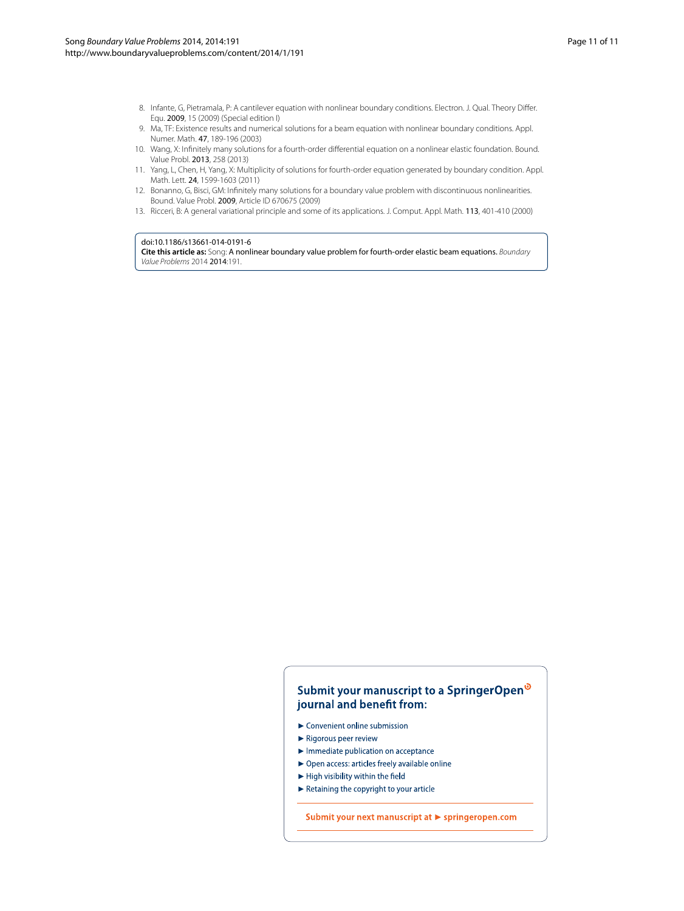8. Infante, G, Pietramala, P: A cantilever equation with nonlinear boundary conditions. Electron. J. Qual. Theory Differ. Equ. **2009**, 15 (2009) (Special edition I)
9. Ma, TF: Existence results and numerical solutions for a beam equation with nonlinear boundary conditions. Appl. Numer. Math. **47**, 189-196 (2003)
10. Wang, X: Infinitely many solutions for a fourth-order differential equation on a nonlinear elastic foundation. Bound. Value Probl. **2013**, 258 (2013)
11. Yang, L, Chen, H, Yang, X: Multiplicity of solutions for fourth-order equation generated by boundary condition. Appl. Math. Lett. **24**, 1599-1603 (2011)
12. Bonanno, G, Bisci, GM: Infinitely many solutions for a boundary value problem with discontinuous nonlinearities. Bound. Value Probl. **2009**, Article ID 670675 (2009)
13. Ricceri, B: A general variational principle and some of its applications. J. Comput. Appl. Math. **113**, 401-410 (2000)

doi:10.1186/s13661-014-0191-6
**Cite this article as:** Song: A nonlinear boundary value problem for fourth-order elastic beam equations. *Boundary Value Problems* 2014 **2014**:191.

**Submit your manuscript to a SpringerOpen journal and benefit from:**

- ► Convenient online submission
- ► Rigorous peer review
- ► Immediate publication on acceptance
- ► Open access: articles freely available online
- ► High visibility within the field
- ► Retaining the copyright to your article

**Submit your next manuscript at ► springeropen.com**